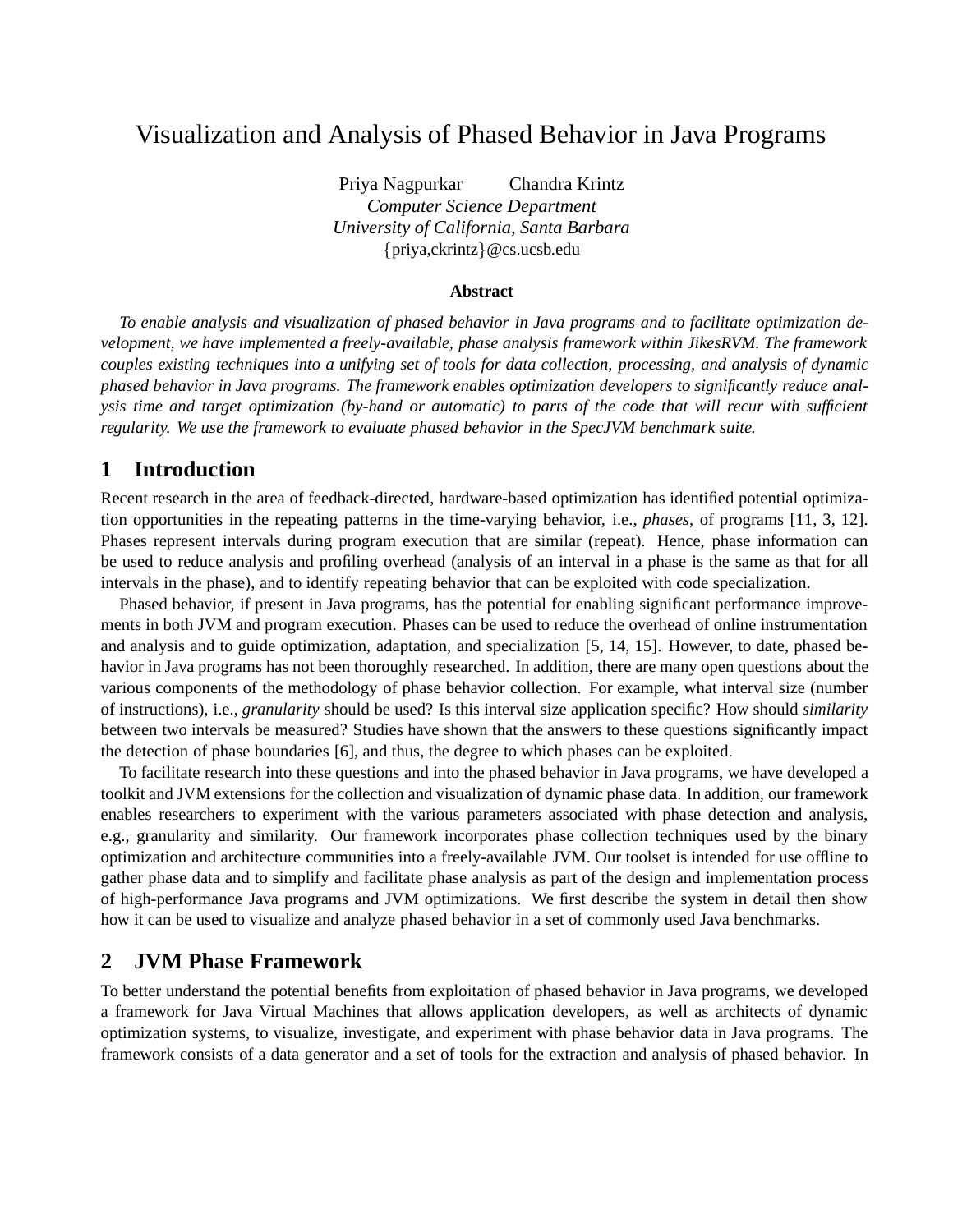# Visualization and Analysis of Phased Behavior in Java Programs

Priya Nagpurkar      Chandra Krintz
*Computer Science Department*
*University of California, Santa Barbara*
{priya,ckrintz}@cs.ucsb.edu

### Abstract

*To enable analysis and visualization of phased behavior in Java programs and to facilitate optimization development, we have implemented a freely-available, phase analysis framework within JikesRVM. The framework couples existing techniques into a unifying set of tools for data collection, processing, and analysis of dynamic phased behavior in Java programs. The framework enables optimization developers to significantly reduce analysis time and target optimization (by-hand or automatic) to parts of the code that will recur with sufficient regularity. We use the framework to evaluate phased behavior in the SpecJVM benchmark suite.*

## 1 Introduction

Recent research in the area of feedback-directed, hardware-based optimization has identified potential optimization opportunities in the repeating patterns in the time-varying behavior, i.e., *phases*, of programs [11, 3, 12]. Phases represent intervals during program execution that are similar (repeat). Hence, phase information can be used to reduce analysis and profiling overhead (analysis of an interval in a phase is the same as that for all intervals in the phase), and to identify repeating behavior that can be exploited with code specialization.

Phased behavior, if present in Java programs, has the potential for enabling significant performance improvements in both JVM and program execution. Phases can be used to reduce the overhead of online instrumentation and analysis and to guide optimization, adaptation, and specialization [5, 14, 15]. However, to date, phased behavior in Java programs has not been thoroughly researched. In addition, there are many open questions about the various components of the methodology of phase behavior collection. For example, what interval size (number of instructions), i.e., *granularity* should be used? Is this interval size application specific? How should *similarity* between two intervals be measured? Studies have shown that the answers to these questions significantly impact the detection of phase boundaries [6], and thus, the degree to which phases can be exploited.

To facilitate research into these questions and into the phased behavior in Java programs, we have developed a toolkit and JVM extensions for the collection and visualization of dynamic phase data. In addition, our framework enables researchers to experiment with the various parameters associated with phase detection and analysis, e.g., granularity and similarity. Our framework incorporates phase collection techniques used by the binary optimization and architecture communities into a freely-available JVM. Our toolset is intended for use offline to gather phase data and to simplify and facilitate phase analysis as part of the design and implementation process of high-performance Java programs and JVM optimizations. We first describe the system in detail then show how it can be used to visualize and analyze phased behavior in a set of commonly used Java benchmarks.

## 2 JVM Phase Framework

To better understand the potential benefits from exploitation of phased behavior in Java programs, we developed a framework for Java Virtual Machines that allows application developers, as well as architects of dynamic optimization systems, to visualize, investigate, and experiment with phase behavior data in Java programs. The framework consists of a data generator and a set of tools for the extraction and analysis of phased behavior. In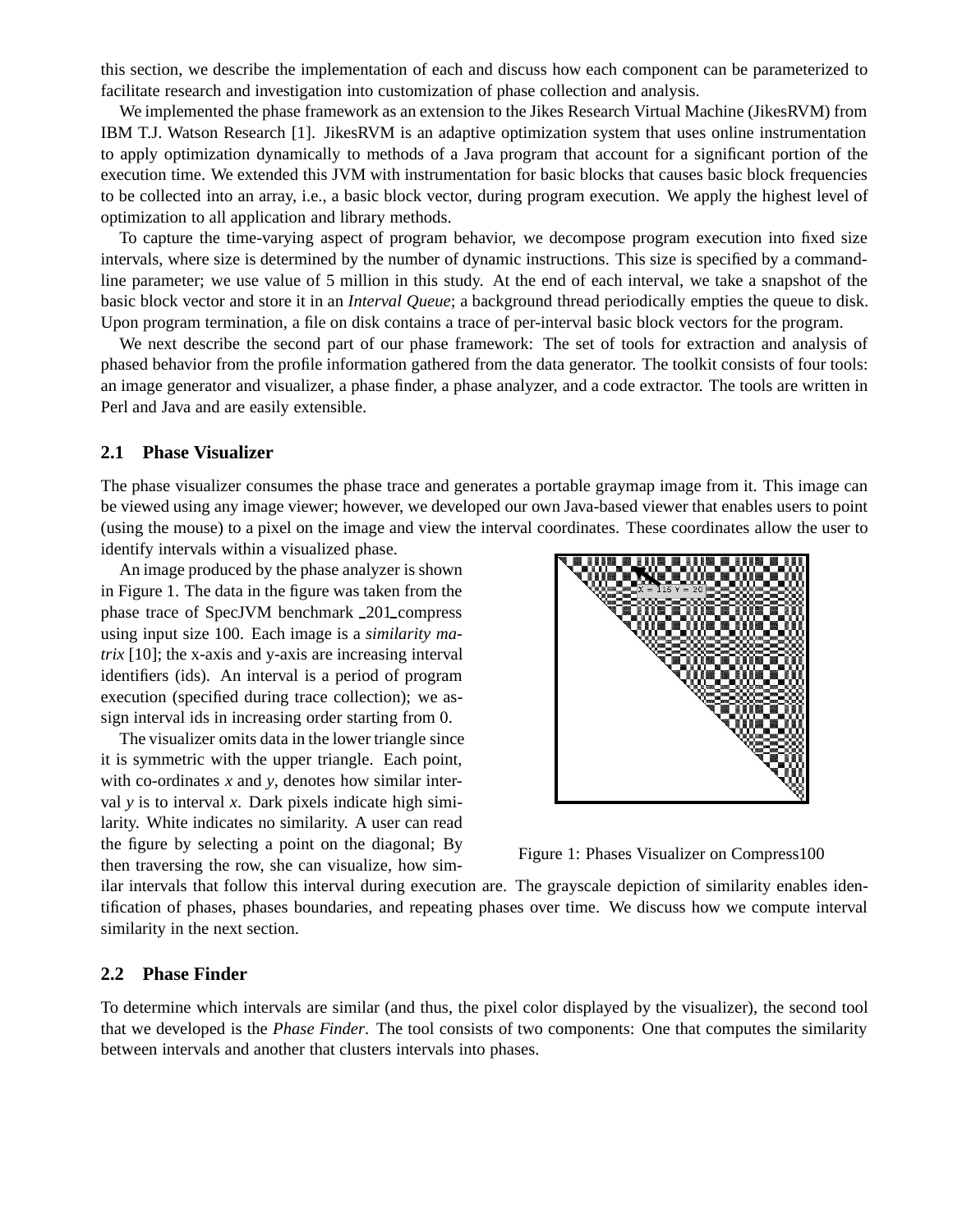this section, we describe the implementation of each and discuss how each component can be parameterized to facilitate research and investigation into customization of phase collection and analysis.

We implemented the phase framework as an extension to the Jikes Research Virtual Machine (JikesRVM) from IBM T.J. Watson Research [1]. JikesRVM is an adaptive optimization system that uses online instrumentation to apply optimization dynamically to methods of a Java program that account for a significant portion of the execution time. We extended this JVM with instrumentation for basic blocks that causes basic block frequencies to be collected into an array, i.e., a basic block vector, during program execution. We apply the highest level of optimization to all application and library methods.

To capture the time-varying aspect of program behavior, we decompose program execution into fixed size intervals, where size is determined by the number of dynamic instructions. This size is specified by a command-line parameter; we use value of 5 million in this study. At the end of each interval, we take a snapshot of the basic block vector and store it in an *Interval Queue*; a background thread periodically empties the queue to disk. Upon program termination, a file on disk contains a trace of per-interval basic block vectors for the program.

We next describe the second part of our phase framework: The set of tools for extraction and analysis of phased behavior from the profile information gathered from the data generator. The toolkit consists of four tools: an image generator and visualizer, a phase finder, a phase analyzer, and a code extractor. The tools are written in Perl and Java and are easily extensible.

## 2.1 Phase Visualizer

The phase visualizer consumes the phase trace and generates a portable graymap image from it. This image can be viewed using any image viewer; however, we developed our own Java-based viewer that enables users to point (using the mouse) to a pixel on the image and view the interval coordinates. These coordinates allow the user to identify intervals within a visualized phase.

An image produced by the phase analyzer is shown in Figure 1. The data in the figure was taken from the phase trace of SpecJVM benchmark _201_compress using input size 100. Each image is a *similarity matrix* [10]; the x-axis and y-axis are increasing interval identifiers (ids). An interval is a period of program execution (specified during trace collection); we assign interval ids in increasing order starting from 0.

The visualizer omits data in the lower triangle since it is symmetric with the upper triangle. Each point, with co-ordinates *x* and *y*, denotes how similar interval *y* is to interval *x*. Dark pixels indicate high similarity. White indicates no similarity. A user can read the figure by selecting a point on the diagonal; By then traversing the row, she can visualize, how similar intervals that follow this interval during execution are. The grayscale depiction of similarity enables identification of phases, phases boundaries, and repeating phases over time. We discuss how we compute interval similarity in the next section.

Figure 1: Phases Visualizer on Compress100

## 2.2 Phase Finder

To determine which intervals are similar (and thus, the pixel color displayed by the visualizer), the second tool that we developed is the *Phase Finder*. The tool consists of two components: One that computes the similarity between intervals and another that clusters intervals into phases.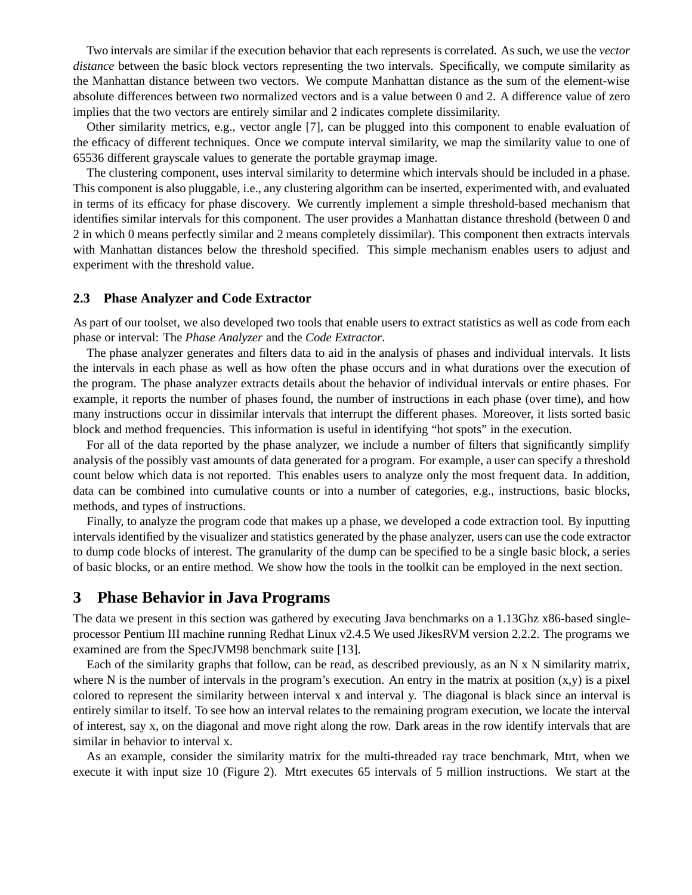Two intervals are similar if the execution behavior that each represents is correlated. As such, we use the *vector distance* between the basic block vectors representing the two intervals. Specifically, we compute similarity as the Manhattan distance between two vectors. We compute Manhattan distance as the sum of the element-wise absolute differences between two normalized vectors and is a value between 0 and 2. A difference value of zero implies that the two vectors are entirely similar and 2 indicates complete dissimilarity.

Other similarity metrics, e.g., vector angle [7], can be plugged into this component to enable evaluation of the efficacy of different techniques. Once we compute interval similarity, we map the similarity value to one of 65536 different grayscale values to generate the portable graymap image.

The clustering component, uses interval similarity to determine which intervals should be included in a phase. This component is also pluggable, i.e., any clustering algorithm can be inserted, experimented with, and evaluated in terms of its efficacy for phase discovery. We currently implement a simple threshold-based mechanism that identifies similar intervals for this component. The user provides a Manhattan distance threshold (between 0 and 2 in which 0 means perfectly similar and 2 means completely dissimilar). This component then extracts intervals with Manhattan distances below the threshold specified. This simple mechanism enables users to adjust and experiment with the threshold value.

### 2.3 Phase Analyzer and Code Extractor

As part of our toolset, we also developed two tools that enable users to extract statistics as well as code from each phase or interval: The *Phase Analyzer* and the *Code Extractor*.

The phase analyzer generates and filters data to aid in the analysis of phases and individual intervals. It lists the intervals in each phase as well as how often the phase occurs and in what durations over the execution of the program. The phase analyzer extracts details about the behavior of individual intervals or entire phases. For example, it reports the number of phases found, the number of instructions in each phase (over time), and how many instructions occur in dissimilar intervals that interrupt the different phases. Moreover, it lists sorted basic block and method frequencies. This information is useful in identifying "hot spots" in the execution.

For all of the data reported by the phase analyzer, we include a number of filters that significantly simplify analysis of the possibly vast amounts of data generated for a program. For example, a user can specify a threshold count below which data is not reported. This enables users to analyze only the most frequent data. In addition, data can be combined into cumulative counts or into a number of categories, e.g., instructions, basic blocks, methods, and types of instructions.

Finally, to analyze the program code that makes up a phase, we developed a code extraction tool. By inputting intervals identified by the visualizer and statistics generated by the phase analyzer, users can use the code extractor to dump code blocks of interest. The granularity of the dump can be specified to be a single basic block, a series of basic blocks, or an entire method. We show how the tools in the toolkit can be employed in the next section.

## 3 Phase Behavior in Java Programs

The data we present in this section was gathered by executing Java benchmarks on a 1.13Ghz x86-based single-processor Pentium III machine running Redhat Linux v2.4.5 We used JikesRVM version 2.2.2. The programs we examined are from the SpecJVM98 benchmark suite [13].

Each of the similarity graphs that follow, can be read, as described previously, as an N x N similarity matrix, where N is the number of intervals in the program's execution. An entry in the matrix at position (x,y) is a pixel colored to represent the similarity between interval x and interval y. The diagonal is black since an interval is entirely similar to itself. To see how an interval relates to the remaining program execution, we locate the interval of interest, say x, on the diagonal and move right along the row. Dark areas in the row identify intervals that are similar in behavior to interval x.

As an example, consider the similarity matrix for the multi-threaded ray trace benchmark, Mtrt, when we execute it with input size 10 (Figure 2). Mtrt executes 65 intervals of 5 million instructions. We start at the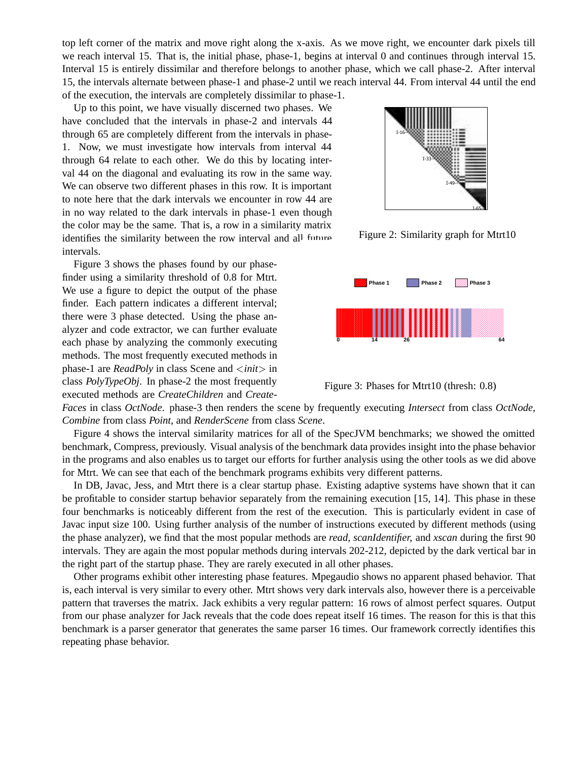top left corner of the matrix and move right along the x-axis. As we move right, we encounter dark pixels till we reach interval 15. That is, the initial phase, phase-1, begins at interval 0 and continues through interval 15. Interval 15 is entirely dissimilar and therefore belongs to another phase, which we call phase-2. After interval 15, the intervals alternate between phase-1 and phase-2 until we reach interval 44. From interval 44 until the end of the execution, the intervals are completely dissimilar to phase-1.

Up to this point, we have visually discerned two phases. We have concluded that the intervals in phase-2 and intervals 44 through 65 are completely different from the intervals in phase-1. Now, we must investigate how intervals from interval 44 through 64 relate to each other. We do this by locating interval 44 on the diagonal and evaluating its row in the same way. We can observe two different phases in this row. It is important to note here that the dark intervals we encounter in row 44 are in no way related to the dark intervals in phase-1 even though the color may be the same. That is, a row in a similarity matrix identifies the similarity between the row interval and all future intervals.

Figure 2: Similarity graph for Mtrt10

Figure 3 shows the phases found by our phase-finder using a similarity threshold of 0.8 for Mtrt. We use a figure to depict the output of the phase finder. Each pattern indicates a different interval; there were 3 phase detected. Using the phase analyzer and code extractor, we can further evaluate each phase by analyzing the commonly executing methods. The most frequently executed methods in phase-1 are *ReadPoly* in class Scene and <*init*> in class *PolyTypeObj*. In phase-2 the most frequently executed methods are *CreateChildren* and *CreateFaces* in class *OctNode*. phase-3 then renders the scene by frequently executing *Intersect* from class *OctNode*, *Combine* from class *Point*, and *RenderScene* from class *Scene*.

Figure 3: Phases for Mtrt10 (thresh: 0.8)

Figure 4 shows the interval similarity matrices for all of the SpecJVM benchmarks; we showed the omitted benchmark, Compress, previously. Visual analysis of the benchmark data provides insight into the phase behavior in the programs and also enables us to target our efforts for further analysis using the other tools as we did above for Mtrt. We can see that each of the benchmark programs exhibits very different patterns.

In DB, Javac, Jess, and Mtrt there is a clear startup phase. Existing adaptive systems have shown that it can be profitable to consider startup behavior separately from the remaining execution [15, 14]. This phase in these four benchmarks is noticeably different from the rest of the execution. This is particularly evident in case of Javac input size 100. Using further analysis of the number of instructions executed by different methods (using the phase analyzer), we find that the most popular methods are *read*, *scanIdentifier*, and *xscan* during the first 90 intervals. They are again the most popular methods during intervals 202-212, depicted by the dark vertical bar in the right part of the startup phase. They are rarely executed in all other phases.

Other programs exhibit other interesting phase features. Mpegaudio shows no apparent phased behavior. That is, each interval is very similar to every other. Mtrt shows very dark intervals also, however there is a perceivable pattern that traverses the matrix. Jack exhibits a very regular pattern: 16 rows of almost perfect squares. Output from our phase analyzer for Jack reveals that the code does repeat itself 16 times. The reason for this is that this benchmark is a parser generator that generates the same parser 16 times. Our framework correctly identifies this repeating phase behavior.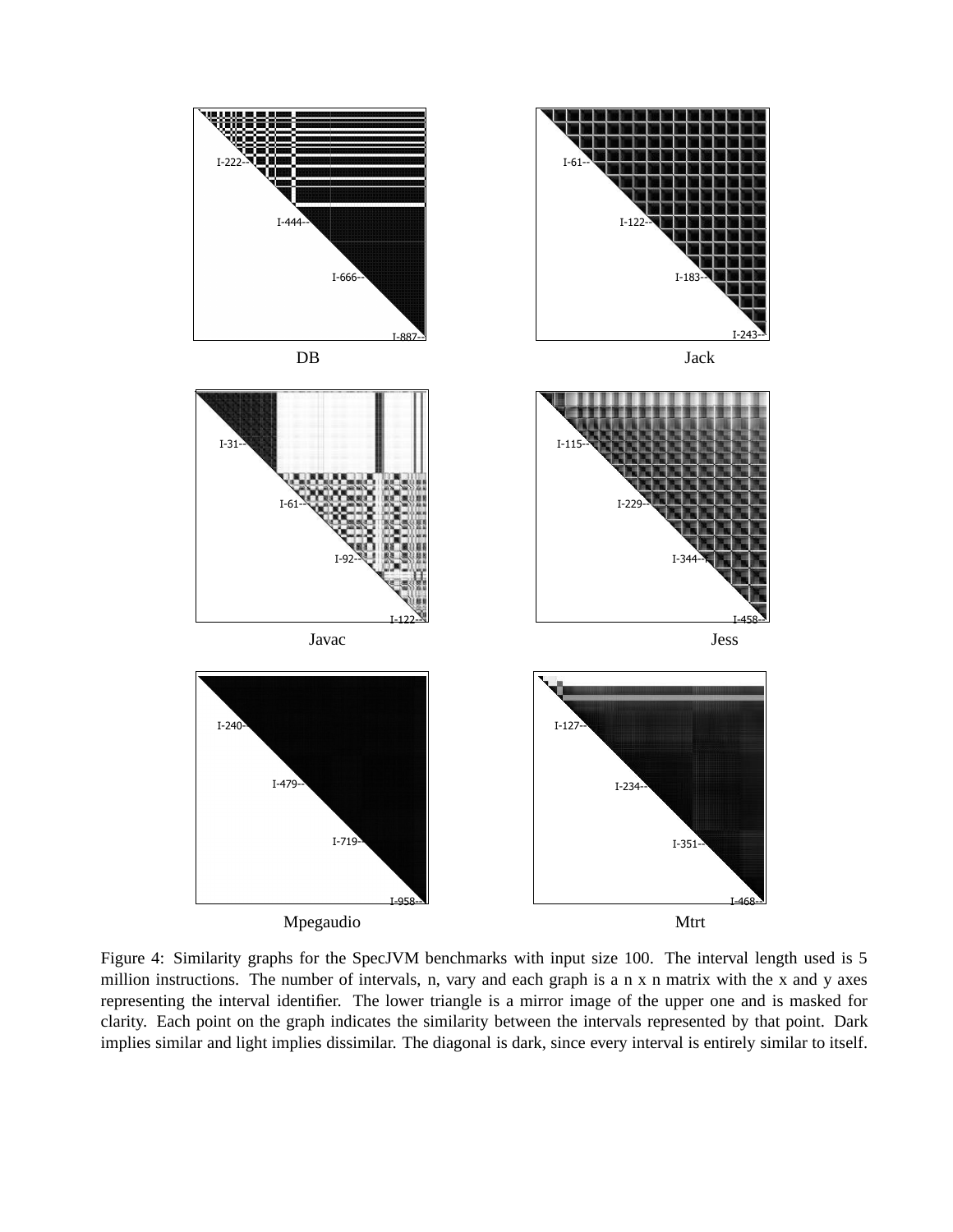DB

Jack

Javac

Jess

Mpegaudio

Mtrt

Figure 4: Similarity graphs for the SpecJVM benchmarks with input size 100. The interval length used is 5 million instructions. The number of intervals, n, vary and each graph is a n x n matrix with the x and y axes representing the interval identifier. The lower triangle is a mirror image of the upper one and is masked for clarity. Each point on the graph indicates the similarity between the intervals represented by that point. Dark implies similar and light implies dissimilar. The diagonal is dark, since every interval is entirely similar to itself.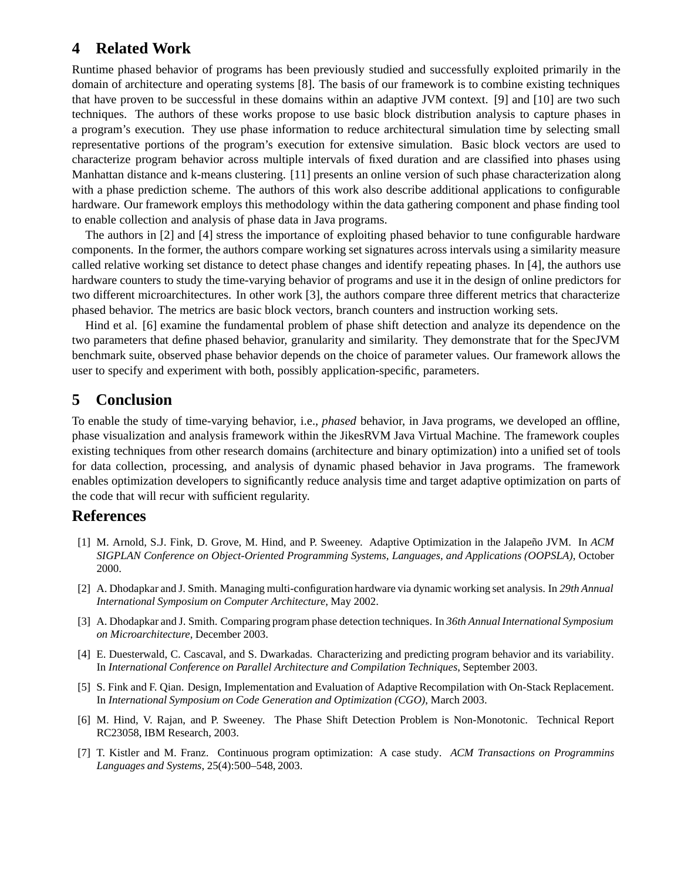## 4 Related Work

Runtime phased behavior of programs has been previously studied and successfully exploited primarily in the domain of architecture and operating systems [8]. The basis of our framework is to combine existing techniques that have proven to be successful in these domains within an adaptive JVM context. [9] and [10] are two such techniques. The authors of these works propose to use basic block distribution analysis to capture phases in a program's execution. They use phase information to reduce architectural simulation time by selecting small representative portions of the program's execution for extensive simulation. Basic block vectors are used to characterize program behavior across multiple intervals of fixed duration and are classified into phases using Manhattan distance and k-means clustering. [11] presents an online version of such phase characterization along with a phase prediction scheme. The authors of this work also describe additional applications to configurable hardware. Our framework employs this methodology within the data gathering component and phase finding tool to enable collection and analysis of phase data in Java programs.

The authors in [2] and [4] stress the importance of exploiting phased behavior to tune configurable hardware components. In the former, the authors compare working set signatures across intervals using a similarity measure called relative working set distance to detect phase changes and identify repeating phases. In [4], the authors use hardware counters to study the time-varying behavior of programs and use it in the design of online predictors for two different microarchitectures. In other work [3], the authors compare three different metrics that characterize phased behavior. The metrics are basic block vectors, branch counters and instruction working sets.

Hind et al. [6] examine the fundamental problem of phase shift detection and analyze its dependence on the two parameters that define phased behavior, granularity and similarity. They demonstrate that for the SpecJVM benchmark suite, observed phase behavior depends on the choice of parameter values. Our framework allows the user to specify and experiment with both, possibly application-specific, parameters.

## 5 Conclusion

To enable the study of time-varying behavior, i.e., *phased* behavior, in Java programs, we developed an offline, phase visualization and analysis framework within the JikesRVM Java Virtual Machine. The framework couples existing techniques from other research domains (architecture and binary optimization) into a unified set of tools for data collection, processing, and analysis of dynamic phased behavior in Java programs. The framework enables optimization developers to significantly reduce analysis time and target adaptive optimization on parts of the code that will recur with sufficient regularity.

## References

[1] M. Arnold, S.J. Fink, D. Grove, M. Hind, and P. Sweeney. Adaptive Optimization in the Jalapeño JVM. In *ACM SIGPLAN Conference on Object-Oriented Programming Systems, Languages, and Applications (OOPSLA)*, October 2000.

[2] A. Dhodapkar and J. Smith. Managing multi-configuration hardware via dynamic working set analysis. In *29th Annual International Symposium on Computer Architecture*, May 2002.

[3] A. Dhodapkar and J. Smith. Comparing program phase detection techniques. In *36th Annual International Symposium on Microarchitecture*, December 2003.

[4] E. Duesterwald, C. Cascaval, and S. Dwarkadas. Characterizing and predicting program behavior and its variability. In *International Conference on Parallel Architecture and Compilation Techniques*, September 2003.

[5] S. Fink and F. Qian. Design, Implementation and Evaluation of Adaptive Recompilation with On-Stack Replacement. In *International Symposium on Code Generation and Optimization (CGO)*, March 2003.

[6] M. Hind, V. Rajan, and P. Sweeney. The Phase Shift Detection Problem is Non-Monotonic. Technical Report RC23058, IBM Research, 2003.

[7] T. Kistler and M. Franz. Continuous program optimization: A case study. *ACM Transactions on Programmins Languages and Systems*, 25(4):500–548, 2003.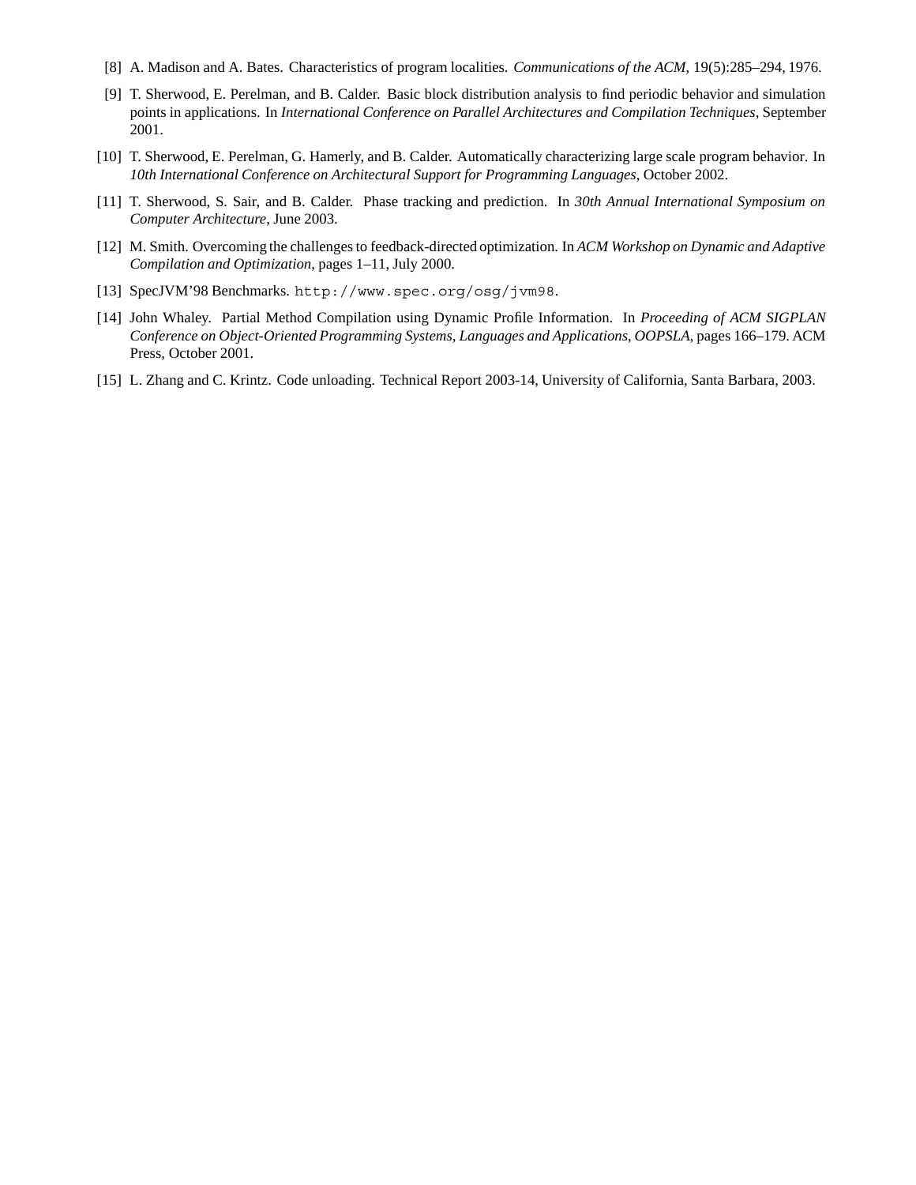[8] A. Madison and A. Bates. Characteristics of program localities. *Communications of the ACM*, 19(5):285–294, 1976.

[9] T. Sherwood, E. Perelman, and B. Calder. Basic block distribution analysis to find periodic behavior and simulation points in applications. In *International Conference on Parallel Architectures and Compilation Techniques*, September 2001.

[10] T. Sherwood, E. Perelman, G. Hamerly, and B. Calder. Automatically characterizing large scale program behavior. In *10th International Conference on Architectural Support for Programming Languages*, October 2002.

[11] T. Sherwood, S. Sair, and B. Calder. Phase tracking and prediction. In *30th Annual International Symposium on Computer Architecture*, June 2003.

[12] M. Smith. Overcoming the challenges to feedback-directed optimization. In *ACM Workshop on Dynamic and Adaptive Compilation and Optimization*, pages 1–11, July 2000.

[13] SpecJVM'98 Benchmarks. `http://www.spec.org/osg/jvm98`.

[14] John Whaley. Partial Method Compilation using Dynamic Profile Information. In *Proceeding of ACM SIGPLAN Conference on Object-Oriented Programming Systems, Languages and Applications, OOPSLA*, pages 166–179. ACM Press, October 2001.

[15] L. Zhang and C. Krintz. Code unloading. Technical Report 2003-14, University of California, Santa Barbara, 2003.